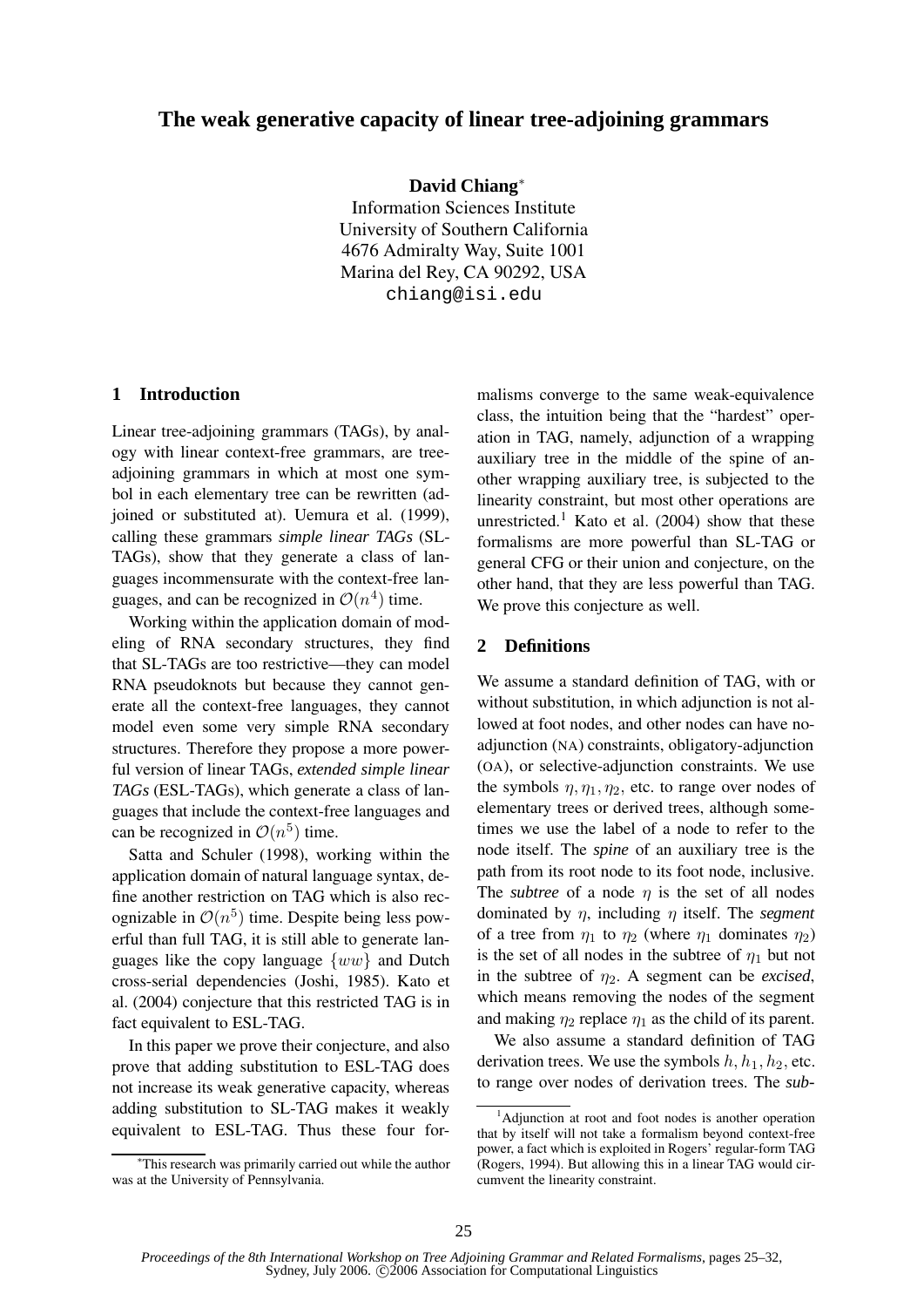# The weak generative capacity of linear tree-adjoining grammars

**David Chiang**[*]
Information Sciences Institute
University of Southern California
4676 Admiralty Way, Suite 1001
Marina del Rey, CA 90292, USA
chiang@isi.edu

## 1 Introduction

Linear tree-adjoining grammars (TAGs), by analogy with linear context-free grammars, are tree-adjoining grammars in which at most one symbol in each elementary tree can be rewritten (adjoined or substituted at). Uemura et al. (1999), calling these grammars *simple linear TAGs* (SL-TAGs), show that they generate a class of languages incommensurate with the context-free languages, and can be recognized in $\mathcal{O}(n^4)$ time.

Working within the application domain of modeling of RNA secondary structures, they find that SL-TAGs are too restrictive—they can model RNA pseudoknots but because they cannot generate all the context-free languages, they cannot model even some very simple RNA secondary structures. Therefore they propose a more powerful version of linear TAGs, *extended simple linear TAGs* (ESL-TAGs), which generate a class of languages that include the context-free languages and can be recognized in $\mathcal{O}(n^5)$ time.

Satta and Schuler (1998), working within the application domain of natural language syntax, define another restriction on TAG which is also recognizable in $\mathcal{O}(n^5)$ time. Despite being less powerful than full TAG, it is still able to generate languages like the copy language $\{ww\}$ and Dutch cross-serial dependencies (Joshi, 1985). Kato et al. (2004) conjecture that this restricted TAG is in fact equivalent to ESL-TAG.

In this paper we prove their conjecture, and also prove that adding substitution to ESL-TAG does not increase its weak generative capacity, whereas adding substitution to SL-TAG makes it weakly equivalent to ESL-TAG. Thus these four formalisms converge to the same weak-equivalence class, the intuition being that the "hardest" operation in TAG, namely, adjunction of a wrapping auxiliary tree in the middle of the spine of another wrapping auxiliary tree, is subjected to the linearity constraint, but most other operations are unrestricted.[1] Kato et al. (2004) show that these formalisms are more powerful than SL-TAG or general CFG or their union and conjecture, on the other hand, that they are less powerful than TAG. We prove this conjecture as well.

## 2 Definitions

We assume a standard definition of TAG, with or without substitution, in which adjunction is not allowed at foot nodes, and other nodes can have no-adjunction (NA) constraints, obligatory-adjunction (OA), or selective-adjunction constraints. We use the symbols $\eta, \eta_1, \eta_2$, etc. to range over nodes of elementary trees or derived trees, although sometimes we use the label of a node to refer to the node itself. The *spine* of an auxiliary tree is the path from its root node to its foot node, inclusive. The *subtree* of a node $\eta$ is the set of all nodes dominated by $\eta$, including $\eta$ itself. The *segment* of a tree from $\eta_1$ to $\eta_2$ (where $\eta_1$ dominates $\eta_2$) is the set of all nodes in the subtree of $\eta_1$ but not in the subtree of $\eta_2$. A segment can be *excised*, which means removing the nodes of the segment and making $\eta_2$ replace $\eta_1$ as the child of its parent.

We also assume a standard definition of TAG derivation trees. We use the symbols $h, h_1, h_2$, etc. to range over nodes of derivation trees. The *sub-*

[*]This research was primarily carried out while the author was at the University of Pennsylvania.

[1]Adjunction at root and foot nodes is another operation that by itself will not take a formalism beyond context-free power, a fact which is exploited in Rogers' regular-form TAG (Rogers, 1994). But allowing this in a linear TAG would circumvent the linearity constraint.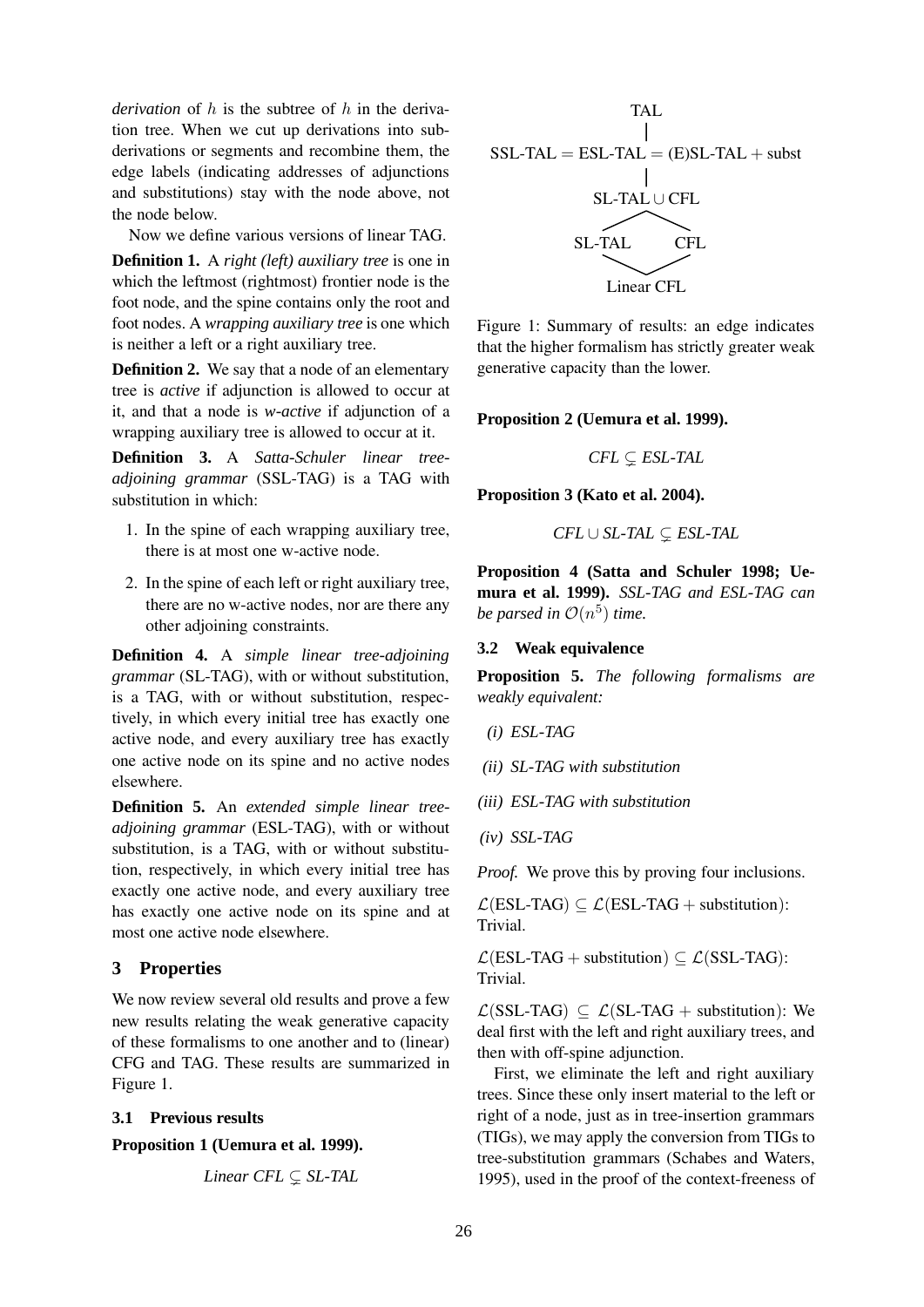*derivation* of $h$ is the subtree of $h$ in the derivation tree. When we cut up derivations into subderivations or segments and recombine them, the edge labels (indicating addresses of adjunctions and substitutions) stay with the node above, not the node below.

Now we define various versions of linear TAG.

**Definition 1.** A *right (left) auxiliary tree* is one in which the leftmost (rightmost) frontier node is the foot node, and the spine contains only the root and foot nodes. A *wrapping auxiliary tree* is one which is neither a left or a right auxiliary tree.

**Definition 2.** We say that a node of an elementary tree is *active* if adjunction is allowed to occur at it, and that a node is *w-active* if adjunction of a wrapping auxiliary tree is allowed to occur at it.

**Definition 3.** A *Satta-Schuler linear tree-adjoining grammar* (SSL-TAG) is a TAG with substitution in which:

1. In the spine of each wrapping auxiliary tree, there is at most one w-active node.
2. In the spine of each left or right auxiliary tree, there are no w-active nodes, nor are there any other adjoining constraints.

**Definition 4.** A *simple linear tree-adjoining grammar* (SL-TAG), with or without substitution, is a TAG, with or without substitution, respectively, in which every initial tree has exactly one active node, and every auxiliary tree has exactly one active node on its spine and no active nodes elsewhere.

**Definition 5.** An *extended simple linear tree-adjoining grammar* (ESL-TAG), with or without substitution, is a TAG, with or without substitution, respectively, in which every initial tree has exactly one active node, and every auxiliary tree has exactly one active node on its spine and at most one active node elsewhere.

## 3 Properties

We now review several old results and prove a few new results relating the weak generative capacity of these formalisms to one another and to (linear) CFG and TAG. These results are summarized in Figure 1.

### 3.1 Previous results

**Proposition 1 (Uemura et al. 1999).**

$$\textit{Linear CFL} \subsetneq \textit{SL-TAL}$$

TAL

SSL-TAL = ESL-TAL = (E)SL-TAL + subst

SL-TAL ∪ CFL

SL-TAL　　CFL

Linear CFL

Figure 1: Summary of results: an edge indicates that the higher formalism has strictly greater weak generative capacity than the lower.

**Proposition 2 (Uemura et al. 1999).**

$$\textit{CFL} \subsetneq \textit{ESL-TAL}$$

**Proposition 3 (Kato et al. 2004).**

$$\textit{CFL} \cup \textit{SL-TAL} \subsetneq \textit{ESL-TAL}$$

**Proposition 4 (Satta and Schuler 1998; Uemura et al. 1999).** *SSL-TAG and ESL-TAG can be parsed in $\mathcal{O}(n^5)$ time.*

### 3.2 Weak equivalence

**Proposition 5.** *The following formalisms are weakly equivalent:*

*(i) ESL-TAG*

*(ii) SL-TAG with substitution*

*(iii) ESL-TAG with substitution*

*(iv) SSL-TAG*

*Proof.* We prove this by proving four inclusions.

$\mathcal{L}(\text{ESL-TAG}) \subseteq \mathcal{L}(\text{ESL-TAG} + \text{substitution})$: Trivial.

$\mathcal{L}(\text{ESL-TAG} + \text{substitution}) \subseteq \mathcal{L}(\text{SSL-TAG})$: Trivial.

$\mathcal{L}(\text{SSL-TAG}) \subseteq \mathcal{L}(\text{SL-TAG} + \text{substitution})$: We deal first with the left and right auxiliary trees, and then with off-spine adjunction.

First, we eliminate the left and right auxiliary trees. Since these only insert material to the left or right of a node, just as in tree-insertion grammars (TIGs), we may apply the conversion from TIGs to tree-substitution grammars (Schabes and Waters, 1995), used in the proof of the context-freeness of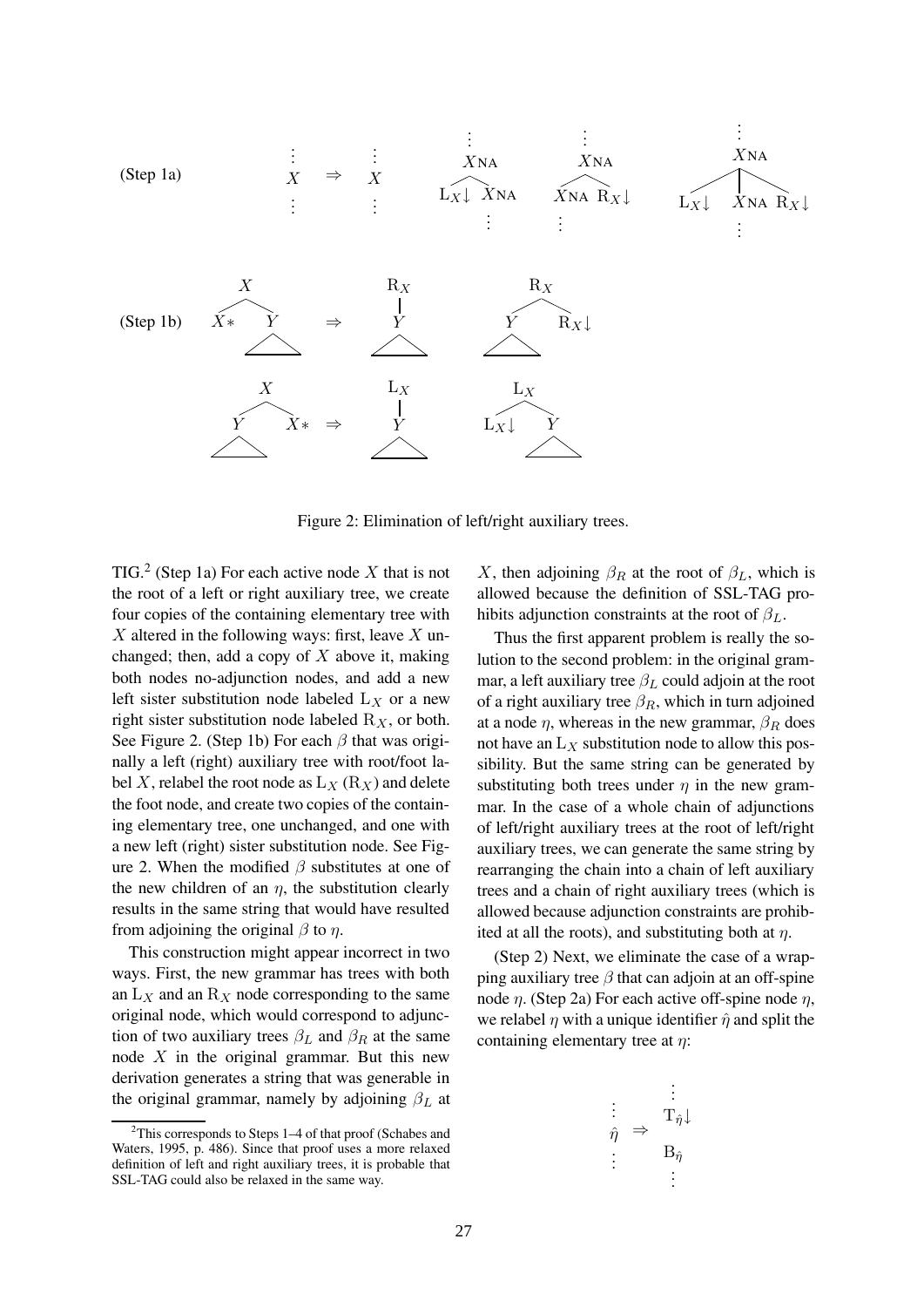Figure 2: Elimination of left/right auxiliary trees.

TIG.[2] (Step 1a) For each active node $X$ that is not the root of a left or right auxiliary tree, we create four copies of the containing elementary tree with $X$ altered in the following ways: first, leave $X$ unchanged; then, add a copy of $X$ above it, making both nodes no-adjunction nodes, and add a new left sister substitution node labeled $\mathrm{L}_X$ or a new right sister substitution node labeled $\mathrm{R}_X$, or both. See Figure 2. (Step 1b) For each $\beta$ that was originally a left (right) auxiliary tree with root/foot label $X$, relabel the root node as $\mathrm{L}_X$ ($\mathrm{R}_X$) and delete the foot node, and create two copies of the containing elementary tree, one unchanged, and one with a new left (right) sister substitution node. See Figure 2. When the modified $\beta$ substitutes at one of the new children of an $\eta$, the substitution clearly results in the same string that would have resulted from adjoining the original $\beta$ to $\eta$.

This construction might appear incorrect in two ways. First, the new grammar has trees with both an $\mathrm{L}_X$ and an $\mathrm{R}_X$ node corresponding to the same original node, which would correspond to adjunction of two auxiliary trees $\beta_L$ and $\beta_R$ at the same node $X$ in the original grammar. But this new derivation generates a string that was generable in the original grammar, namely by adjoining $\beta_L$ at $X$, then adjoining $\beta_R$ at the root of $\beta_L$, which is allowed because the definition of SSL-TAG prohibits adjunction constraints at the root of $\beta_L$.

Thus the first apparent problem is really the solution to the second problem: in the original grammar, a left auxiliary tree $\beta_L$ could adjoin at the root of a right auxiliary tree $\beta_R$, which in turn adjoined at a node $\eta$, whereas in the new grammar, $\beta_R$ does not have an $\mathrm{L}_X$ substitution node to allow this possibility. But the same string can be generated by substituting both trees under $\eta$ in the new grammar. In the case of a whole chain of adjunctions of left/right auxiliary trees at the root of left/right auxiliary trees, we can generate the same string by rearranging the chain into a chain of left auxiliary trees and a chain of right auxiliary trees (which is allowed because adjunction constraints are prohibited at all the roots), and substituting both at $\eta$.

(Step 2) Next, we eliminate the case of a wrapping auxiliary tree $\beta$ that can adjoin at an off-spine node $\eta$. (Step 2a) For each active off-spine node $\eta$, we relabel $\eta$ with a unique identifier $\hat{\eta}$ and split the containing elementary tree at $\eta$:

$$\hat{\eta} \Rightarrow \mathrm{T}_{\hat{\eta}}\downarrow \;\; \mathrm{B}_{\hat{\eta}}$$

[2] This corresponds to Steps 1–4 of that proof (Schabes and Waters, 1995, p. 486). Since that proof uses a more relaxed definition of left and right auxiliary trees, it is probable that SSL-TAG could also be relaxed in the same way.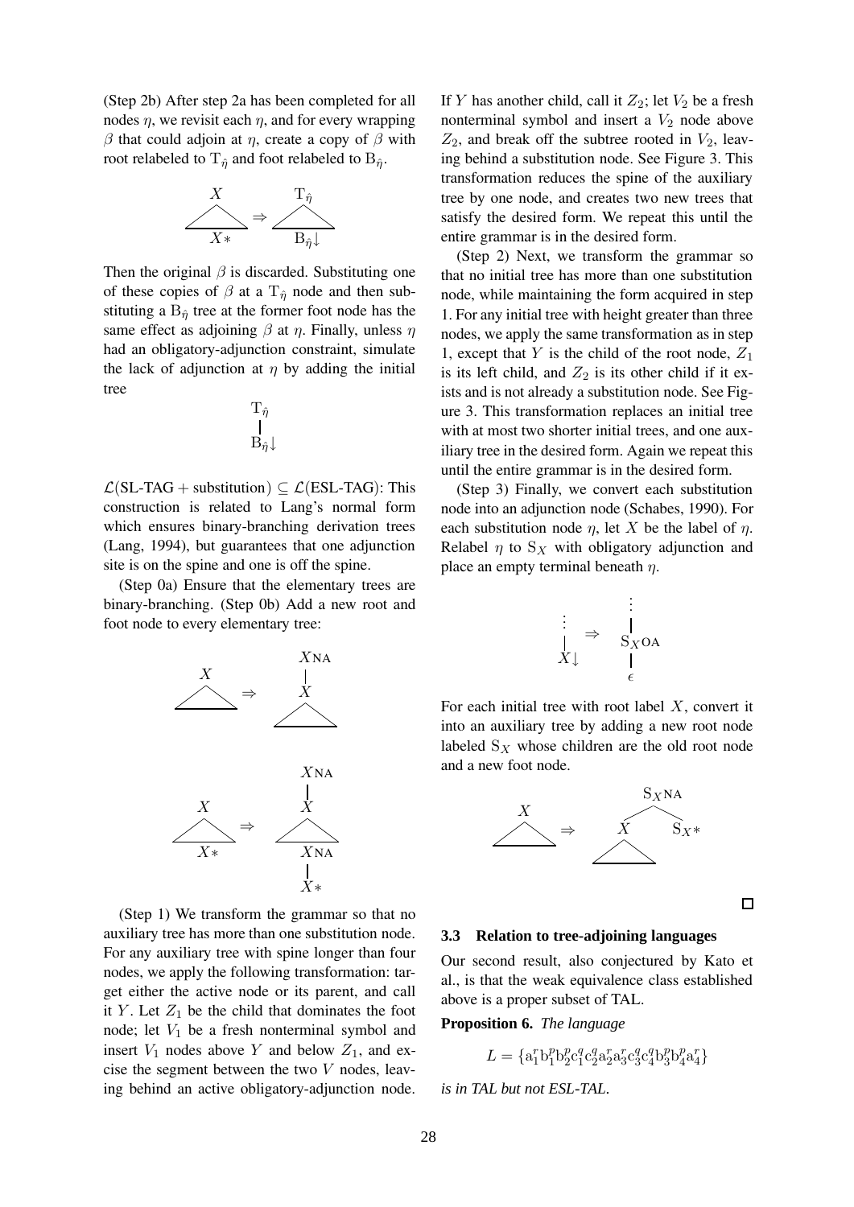(Step 2b) After step 2a has been completed for all nodes $\eta$, we revisit each $\eta$, and for every wrapping $\beta$ that could adjoin at $\eta$, create a copy of $\beta$ with root relabeled to $\mathrm{T}_{\hat{\eta}}$ and foot relabeled to $\mathrm{B}_{\hat{\eta}}$.

Then the original $\beta$ is discarded. Substituting one of these copies of $\beta$ at a $\mathrm{T}_{\hat{\eta}}$ node and then substituting a $\mathrm{B}_{\hat{\eta}}$ tree at the former foot node has the same effect as adjoining $\beta$ at $\eta$. Finally, unless $\eta$ had an obligatory-adjunction constraint, simulate the lack of adjunction at $\eta$ by adding the initial tree

$\mathcal{L}(\text{SL-TAG} + \text{substitution}) \subseteq \mathcal{L}(\text{ESL-TAG})$: This construction is related to Lang's normal form which ensures binary-branching derivation trees (Lang, 1994), but guarantees that one adjunction site is on the spine and one is off the spine.

(Step 0a) Ensure that the elementary trees are binary-branching. (Step 0b) Add a new root and foot node to every elementary tree:

(Step 1) We transform the grammar so that no auxiliary tree has more than one substitution node. For any auxiliary tree with spine longer than four nodes, we apply the following transformation: target either the active node or its parent, and call it $Y$. Let $Z_1$ be the child that dominates the foot node; let $V_1$ be a fresh nonterminal symbol and insert $V_1$ nodes above $Y$ and below $Z_1$, and excise the segment between the two $V$ nodes, leaving behind an active obligatory-adjunction node. If $Y$ has another child, call it $Z_2$; let $V_2$ be a fresh nonterminal symbol and insert a $V_2$ node above $Z_2$, and break off the subtree rooted in $V_2$, leaving behind a substitution node. See Figure 3. This transformation reduces the spine of the auxiliary tree by one node, and creates two new trees that satisfy the desired form. We repeat this until the entire grammar is in the desired form.

(Step 2) Next, we transform the grammar so that no initial tree has more than one substitution node, while maintaining the form acquired in step 1. For any initial tree with height greater than three nodes, we apply the same transformation as in step 1, except that $Y$ is the child of the root node, $Z_1$ is its left child, and $Z_2$ is its other child if it exists and is not already a substitution node. See Figure 3. This transformation replaces an initial tree with at most two shorter initial trees, and one auxiliary tree in the desired form. Again we repeat this until the entire grammar is in the desired form.

(Step 3) Finally, we convert each substitution node into an adjunction node (Schabes, 1990). For each substitution node $\eta$, let $X$ be the label of $\eta$. Relabel $\eta$ to $\mathrm{S}_X$ with obligatory adjunction and place an empty terminal beneath $\eta$.

For each initial tree with root label $X$, convert it into an auxiliary tree by adding a new root node labeled $\mathrm{S}_X$ whose children are the old root node and a new foot node.

□

### 3.3 Relation to tree-adjoining languages

Our second result, also conjectured by Kato et al., is that the weak equivalence class established above is a proper subset of TAL.

**Proposition 6.** *The language*

$$L = \{\mathrm{a}_1^r \mathrm{b}_1^p \mathrm{b}_2^p \mathrm{c}_1^q \mathrm{c}_2^q \mathrm{a}_2^r \mathrm{a}_3^r \mathrm{c}_3^q \mathrm{c}_4^q \mathrm{b}_3^p \mathrm{b}_4^p \mathrm{a}_4^r\}$$

*is in TAL but not ESL-TAL.*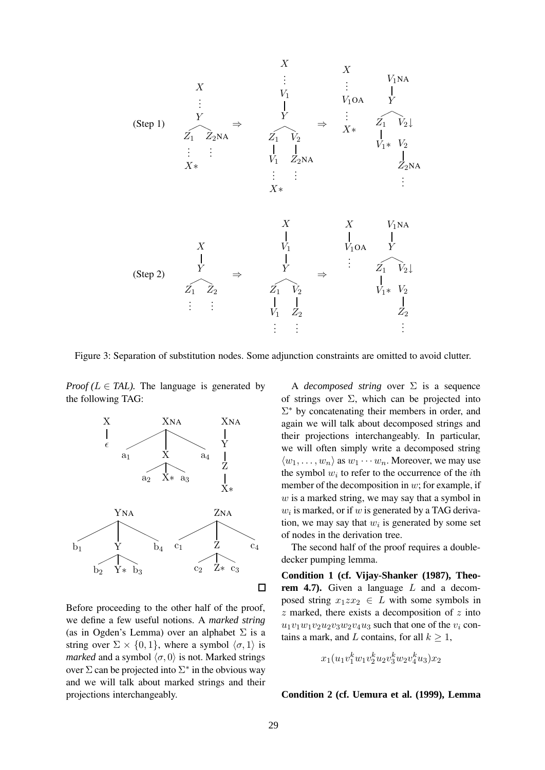Figure 3: Separation of substitution nodes. Some adjunction constraints are omitted to avoid clutter.

*Proof ($L \in TAL$).* The language is generated by the following TAG:

□

Before proceeding to the other half of the proof, we define a few useful notions. A *marked string* (as in Ogden's Lemma) over an alphabet $\Sigma$ is a string over $\Sigma \times \{0, 1\}$, where a symbol $\langle \sigma, 1 \rangle$ is *marked* and a symbol $\langle \sigma, 0 \rangle$ is not. Marked strings over $\Sigma$ can be projected into $\Sigma^*$ in the obvious way and we will talk about marked strings and their projections interchangeably.

A *decomposed string* over $\Sigma$ is a sequence of strings over $\Sigma$, which can be projected into $\Sigma^*$ by concatenating their members in order, and again we will talk about decomposed strings and their projections interchangeably. In particular, we will often simply write a decomposed string $\langle w_1, \ldots, w_n \rangle$ as $w_1 \cdots w_n$. Moreover, we may use the symbol $w_i$ to refer to the occurrence of the $i$th member of the decomposition in $w$; for example, if $w$ is a marked string, we may say that a symbol in $w_i$ is marked, or if $w$ is generated by a TAG derivation, we may say that $w_i$ is generated by some set of nodes in the derivation tree.

The second half of the proof requires a double-decker pumping lemma.

**Condition 1 (cf. Vijay-Shanker (1987), Theorem 4.7).** Given a language $L$ and a decomposed string $x_1 z x_2 \in L$ with some symbols in $z$ marked, there exists a decomposition of $z$ into $u_1 v_1 w_1 v_2 u_2 v_3 w_2 v_4 u_3$ such that one of the $v_i$ contains a mark, and $L$ contains, for all $k \geq 1$,

$$x_1 (u_1 v_1^k w_1 v_2^k u_2 v_3^k w_2 v_4^k u_3) x_2$$

**Condition 2 (cf. Uemura et al. (1999), Lemma**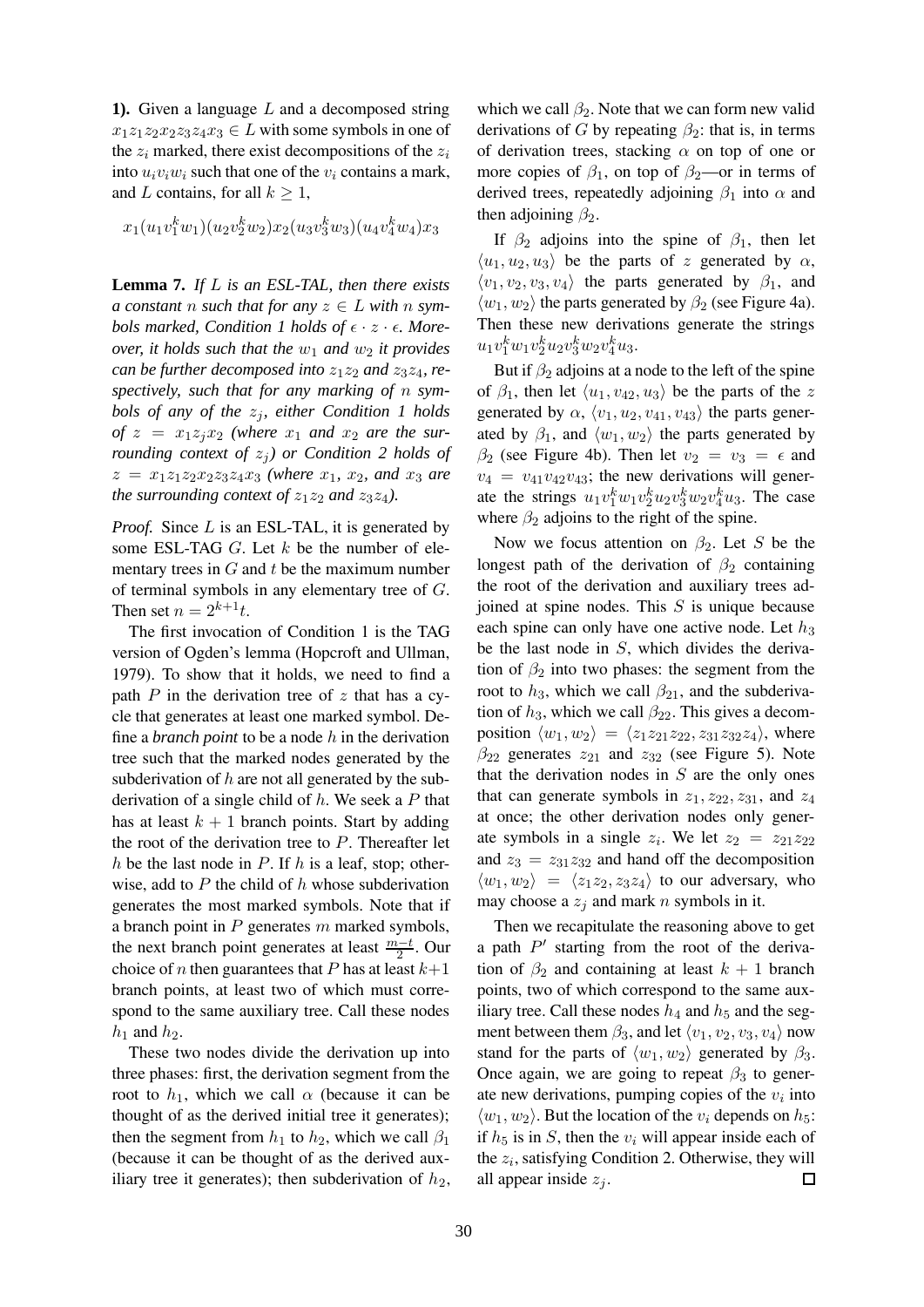**1).** Given a language $L$ and a decomposed string $x_1 z_1 z_2 x_2 z_3 z_4 x_3 \in L$ with some symbols in one of the $z_i$ marked, there exist decompositions of the $z_i$ into $u_i v_i w_i$ such that one of the $v_i$ contains a mark, and $L$ contains, for all $k \geq 1$,

$$x_1(u_1 v_1^k w_1)(u_2 v_2^k w_2)x_2(u_3 v_3^k w_3)(u_4 v_4^k w_4)x_3$$

**Lemma 7.** *If $L$ is an ESL-TAL, then there exists a constant $n$ such that for any $z \in L$ with $n$ symbols marked, Condition 1 holds of $\epsilon \cdot z \cdot \epsilon$. Moreover, it holds such that the $w_1$ and $w_2$ it provides can be further decomposed into $z_1 z_2$ and $z_3 z_4$, respectively, such that for any marking of $n$ symbols of any of the $z_j$, either Condition 1 holds of $z = x_1 z_j x_2$ (where $x_1$ and $x_2$ are the surrounding context of $z_j$) or Condition 2 holds of $z = x_1 z_1 z_2 x_2 z_3 z_4 x_3$ (where $x_1$, $x_2$, and $x_3$ are the surrounding context of $z_1 z_2$ and $z_3 z_4$).*

*Proof.* Since $L$ is an ESL-TAL, it is generated by some ESL-TAG $G$. Let $k$ be the number of elementary trees in $G$ and $t$ be the maximum number of terminal symbols in any elementary tree of $G$. Then set $n = 2^{k+1}t$.

The first invocation of Condition 1 is the TAG version of Ogden's lemma (Hopcroft and Ullman, 1979). To show that it holds, we need to find a path $P$ in the derivation tree of $z$ that has a cycle that generates at least one marked symbol. Define a *branch point* to be a node $h$ in the derivation tree such that the marked nodes generated by the subderivation of $h$ are not all generated by the subderivation of a single child of $h$. We seek a $P$ that has at least $k+1$ branch points. Start by adding the root of the derivation tree to $P$. Thereafter let $h$ be the last node in $P$. If $h$ is a leaf, stop; otherwise, add to $P$ the child of $h$ whose subderivation generates the most marked symbols. Note that if a branch point in $P$ generates $m$ marked symbols, the next branch point generates at least $\frac{m-t}{2}$. Our choice of $n$ then guarantees that $P$ has at least $k+1$ branch points, at least two of which must correspond to the same auxiliary tree. Call these nodes $h_1$ and $h_2$.

These two nodes divide the derivation up into three phases: first, the derivation segment from the root to $h_1$, which we call $\alpha$ (because it can be thought of as the derived initial tree it generates); then the segment from $h_1$ to $h_2$, which we call $\beta_1$ (because it can be thought of as the derived auxiliary tree it generates); then subderivation of $h_2$, which we call $\beta_2$. Note that we can form new valid derivations of $G$ by repeating $\beta_2$: that is, in terms of derivation trees, stacking $\alpha$ on top of one or more copies of $\beta_1$, on top of $\beta_2$—or in terms of derived trees, repeatedly adjoining $\beta_1$ into $\alpha$ and then adjoining $\beta_2$.

If $\beta_2$ adjoins into the spine of $\beta_1$, then let $\langle u_1, u_2, u_3 \rangle$ be the parts of $z$ generated by $\alpha$, $\langle v_1, v_2, v_3, v_4 \rangle$ the parts generated by $\beta_1$, and $\langle w_1, w_2 \rangle$ the parts generated by $\beta_2$ (see Figure 4a). Then these new derivations generate the strings $u_1 v_1^k w_1 v_2^k u_2 v_3^k w_2 v_4^k u_3$.

But if $\beta_2$ adjoins at a node to the left of the spine of $\beta_1$, then let $\langle u_1, v_{42}, u_3 \rangle$ be the parts of the $z$ generated by $\alpha$, $\langle v_1, u_2, v_{41}, v_{43} \rangle$ the parts generated by $\beta_1$, and $\langle w_1, w_2 \rangle$ the parts generated by $\beta_2$ (see Figure 4b). Then let $v_2 = v_3 = \epsilon$ and $v_4 = v_{41} v_{42} v_{43}$; the new derivations will generate the strings $u_1 v_1^k w_1 v_2^k u_2 v_3^k w_2 v_4^k u_3$. The case where $\beta_2$ adjoins to the right of the spine.

Now we focus attention on $\beta_2$. Let $S$ be the longest path of the derivation of $\beta_2$ containing the root of the derivation and auxiliary trees adjoined at spine nodes. This $S$ is unique because each spine can only have one active node. Let $h_3$ be the last node in $S$, which divides the derivation of $\beta_2$ into two phases: the segment from the root to $h_3$, which we call $\beta_{21}$, and the subderivation of $h_3$, which we call $\beta_{22}$. This gives a decomposition $\langle w_1, w_2 \rangle = \langle z_1 z_{21} z_{22}, z_{31} z_{32} z_4 \rangle$, where $\beta_{22}$ generates $z_{21}$ and $z_{32}$ (see Figure 5). Note that the derivation nodes in $S$ are the only ones that can generate symbols in $z_1, z_{22}, z_{31}$, and $z_4$ at once; the other derivation nodes only generate symbols in a single $z_i$. We let $z_2 = z_{21} z_{22}$ and $z_3 = z_{31} z_{32}$ and hand off the decomposition $\langle w_1, w_2 \rangle = \langle z_1 z_2, z_3 z_4 \rangle$ to our adversary, who may choose a $z_j$ and mark $n$ symbols in it.

Then we recapitulate the reasoning above to get a path $P'$ starting from the root of the derivation of $\beta_2$ and containing at least $k+1$ branch points, two of which correspond to the same auxiliary tree. Call these nodes $h_4$ and $h_5$ and the segment between them $\beta_3$, and let $\langle v_1, v_2, v_3, v_4 \rangle$ now stand for the parts of $\langle w_1, w_2 \rangle$ generated by $\beta_3$. Once again, we are going to repeat $\beta_3$ to generate new derivations, pumping copies of the $v_i$ into $\langle w_1, w_2 \rangle$. But the location of the $v_i$ depends on $h_5$: if $h_5$ is in $S$, then the $v_i$ will appear inside each of the $z_i$, satisfying Condition 2. Otherwise, they will all appear inside $z_j$. □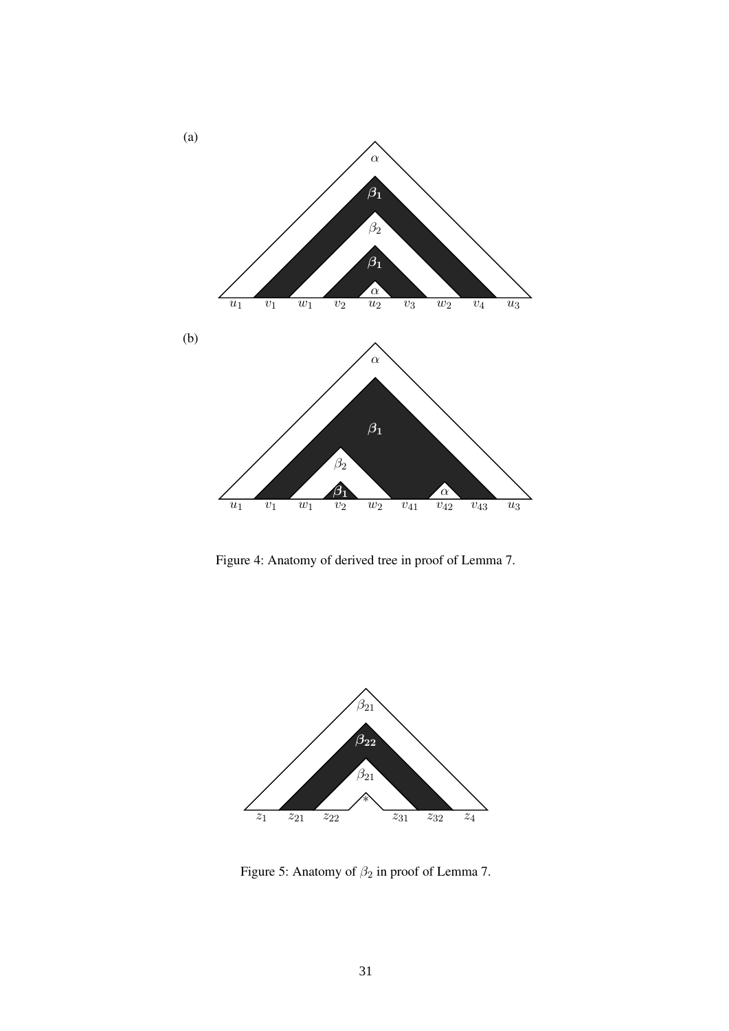(a)

(b)

Figure 4: Anatomy of derived tree in proof of Lemma 7.

Figure 5: Anatomy of $\beta_2$ in proof of Lemma 7.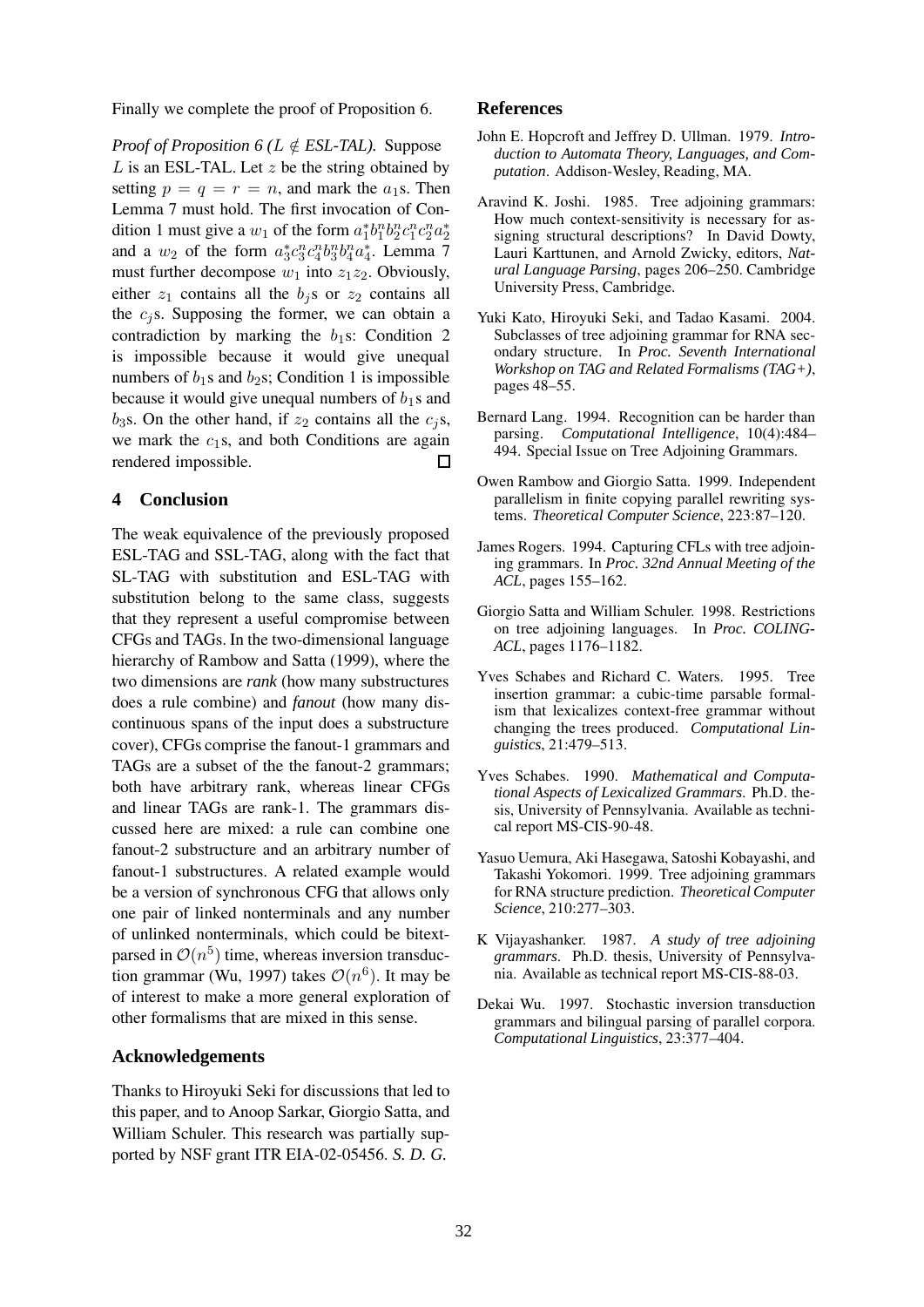Finally we complete the proof of Proposition 6.

*Proof of Proposition 6 ($L \notin$ ESL-TAL).* Suppose $L$ is an ESL-TAL. Let $z$ be the string obtained by setting $p = q = r = n$, and mark the $a_1$s. Then Lemma 7 must hold. The first invocation of Condition 1 must give a $w_1$ of the form $a_1^* b_1^n b_2^n c_1^n c_2^n a_2^*$ and a $w_2$ of the form $a_3^* c_3^n c_4^n b_3^n b_4^n a_4^*$. Lemma 7 must further decompose $w_1$ into $z_1 z_2$. Obviously, either $z_1$ contains all the $b_j$s or $z_2$ contains all the $c_j$s. Supposing the former, we can obtain a contradiction by marking the $b_1$s: Condition 2 is impossible because it would give unequal numbers of $b_1$s and $b_2$s; Condition 1 is impossible because it would give unequal numbers of $b_1$s and $b_3$s. On the other hand, if $z_2$ contains all the $c_j$s, we mark the $c_1$s, and both Conditions are again rendered impossible. □

## 4 Conclusion

The weak equivalence of the previously proposed ESL-TAG and SSL-TAG, along with the fact that SL-TAG with substitution and ESL-TAG with substitution belong to the same class, suggests that they represent a useful compromise between CFGs and TAGs. In the two-dimensional language hierarchy of Rambow and Satta (1999), where the two dimensions are *rank* (how many substructures does a rule combine) and *fanout* (how many discontinuous spans of the input does a substructure cover), CFGs comprise the fanout-1 grammars and TAGs are a subset of the the fanout-2 grammars; both have arbitrary rank, whereas linear CFGs and linear TAGs are rank-1. The grammars discussed here are mixed: a rule can combine one fanout-2 substructure and an arbitrary number of fanout-1 substructures. A related example would be a version of synchronous CFG that allows only one pair of linked nonterminals and any number of unlinked nonterminals, which could be bitext-parsed in $\mathcal{O}(n^5)$ time, whereas inversion transduction grammar (Wu, 1997) takes $\mathcal{O}(n^6)$. It may be of interest to make a more general exploration of other formalisms that are mixed in this sense.

## Acknowledgements

Thanks to Hiroyuki Seki for discussions that led to this paper, and to Anoop Sarkar, Giorgio Satta, and William Schuler. This research was partially supported by NSF grant ITR EIA-02-05456. *S. D. G.*

## References

John E. Hopcroft and Jeffrey D. Ullman. 1979. *Introduction to Automata Theory, Languages, and Computation*. Addison-Wesley, Reading, MA.

Aravind K. Joshi. 1985. Tree adjoining grammars: How much context-sensitivity is necessary for assigning structural descriptions? In David Dowty, Lauri Karttunen, and Arnold Zwicky, editors, *Natural Language Parsing*, pages 206–250. Cambridge University Press, Cambridge.

Yuki Kato, Hiroyuki Seki, and Tadao Kasami. 2004. Subclasses of tree adjoining grammar for RNA secondary structure. In *Proc. Seventh International Workshop on TAG and Related Formalisms (TAG+)*, pages 48–55.

Bernard Lang. 1994. Recognition can be harder than parsing. *Computational Intelligence*, 10(4):484–494. Special Issue on Tree Adjoining Grammars.

Owen Rambow and Giorgio Satta. 1999. Independent parallelism in finite copying parallel rewriting systems. *Theoretical Computer Science*, 223:87–120.

James Rogers. 1994. Capturing CFLs with tree adjoining grammars. In *Proc. 32nd Annual Meeting of the ACL*, pages 155–162.

Giorgio Satta and William Schuler. 1998. Restrictions on tree adjoining languages. In *Proc. COLING-ACL*, pages 1176–1182.

Yves Schabes and Richard C. Waters. 1995. Tree insertion grammar: a cubic-time parsable formalism that lexicalizes context-free grammar without changing the trees produced. *Computational Linguistics*, 21:479–513.

Yves Schabes. 1990. *Mathematical and Computational Aspects of Lexicalized Grammars*. Ph.D. thesis, University of Pennsylvania. Available as technical report MS-CIS-90-48.

Yasuo Uemura, Aki Hasegawa, Satoshi Kobayashi, and Takashi Yokomori. 1999. Tree adjoining grammars for RNA structure prediction. *Theoretical Computer Science*, 210:277–303.

K Vijayashanker. 1987. *A study of tree adjoining grammars*. Ph.D. thesis, University of Pennsylvania. Available as technical report MS-CIS-88-03.

Dekai Wu. 1997. Stochastic inversion transduction grammars and bilingual parsing of parallel corpora. *Computational Linguistics*, 23:377–404.